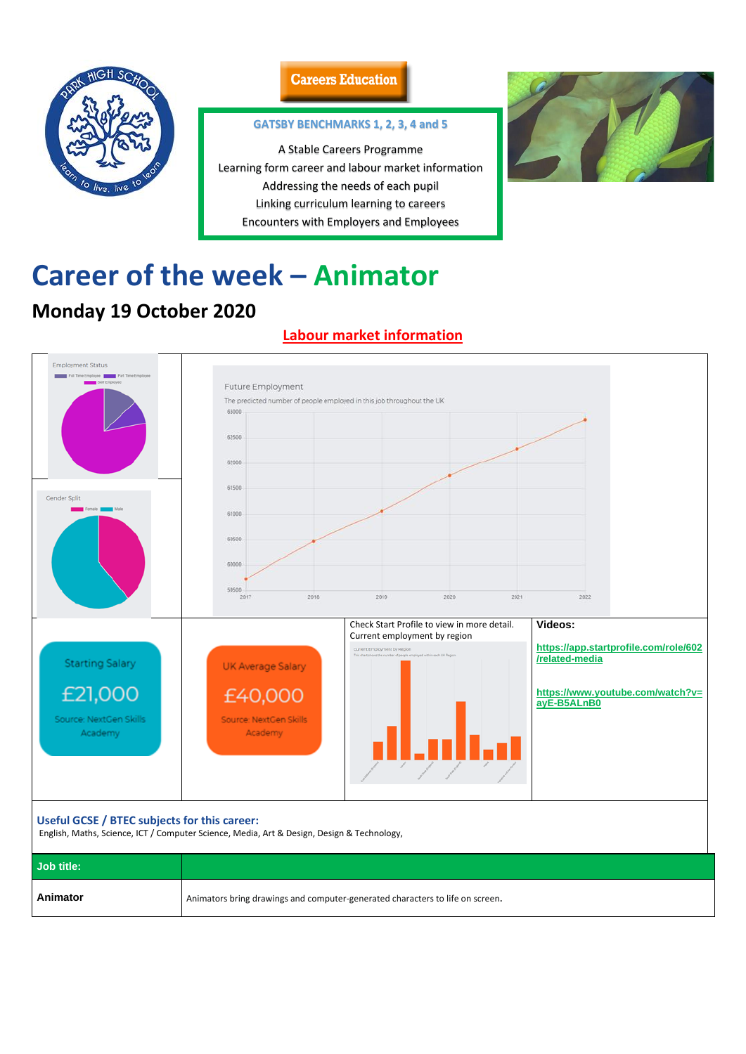**Careers Education**

**GATSBY BENCHMARKS 1, 2, 3, 4 and 5**

A Stable Careers Programme
Learning form career and labour market information
Addressing the needs of each pupil
Linking curriculum learning to careers
Encounters with Employers and Employees

# Career of the week – Animator

## Monday 19 October 2020

**Labour market information**

Employment Status

Full Time Employee, Part Time Employee, Self Employed

Gender Split

Female, Male

Future Employment

The predicted number of people employed in this job throughout the UK

Starting Salary

£21,000

Source: NextGen Skills Academy

UK Average Salary

£40,000

Source: NextGen Skills Academy

Check Start Profile to view in more detail.
Current employment by region

**Videos:**

https://app.startprofile.com/role/602/related-media

https://www.youtube.com/watch?v=ayE-B5ALnB0

**Useful GCSE / BTEC subjects for this career:**
English, Maths, Science, ICT / Computer Science, Media, Art & Design, Design & Technology,

| Job title: | |
|---|---|
| **Animator** | Animators bring drawings and computer-generated characters to life on screen. |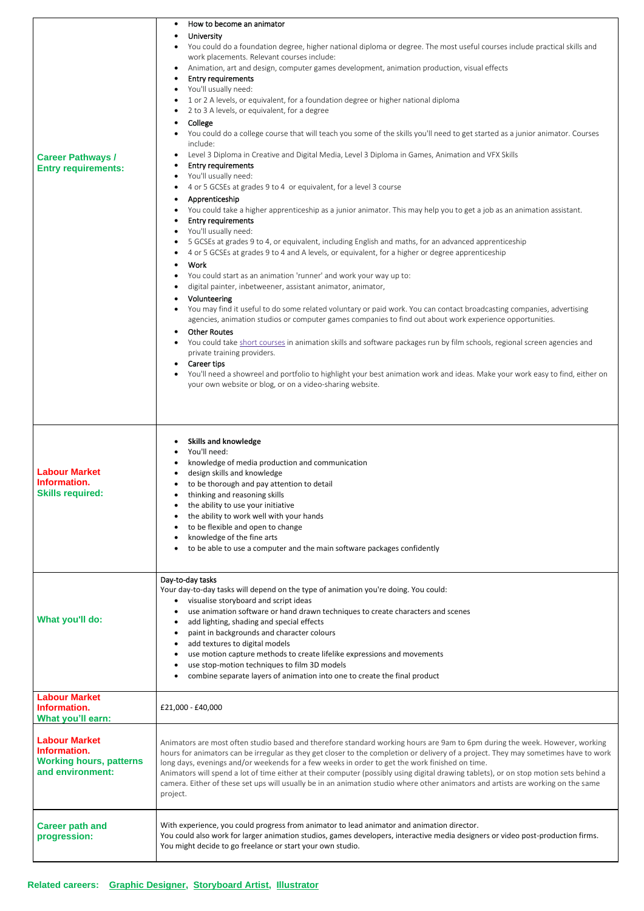| | |
|---|---|
| **Career Pathways / Entry requirements:** | • How to become an animator<br>• University<br>• You could do a foundation degree, higher national diploma or degree. The most useful courses include practical skills and work placements. Relevant courses include:<br>• Animation, art and design, computer games development, animation production, visual effects<br>• Entry requirements<br>• You'll usually need:<br>• 1 or 2 A levels, or equivalent, for a foundation degree or higher national diploma<br>• 2 to 3 A levels, or equivalent, for a degree<br>• College<br>• You could do a college course that will teach you some of the skills you'll need to get started as a junior animator. Courses include:<br>• Level 3 Diploma in Creative and Digital Media, Level 3 Diploma in Games, Animation and VFX Skills<br>• Entry requirements<br>• You'll usually need:<br>• 4 or 5 GCSEs at grades 9 to 4 or equivalent, for a level 3 course<br>• Apprenticeship<br>• You could take a higher apprenticeship as a junior animator. This may help you to get a job as an animation assistant.<br>• Entry requirements<br>• You'll usually need:<br>• 5 GCSEs at grades 9 to 4, or equivalent, including English and maths, for an advanced apprenticeship<br>• 4 or 5 GCSEs at grades 9 to 4 and A levels, or equivalent, for a higher or degree apprenticeship<br>• Work<br>• You could start as an animation 'runner' and work your way up to:<br>• digital painter, inbetweener, assistant animator, animator,<br>• Volunteering<br>• You may find it useful to do some related voluntary or paid work. You can contact broadcasting companies, advertising agencies, animation studios or computer games companies to find out about work experience opportunities.<br>• Other Routes<br>• You could take short courses in animation skills and software packages run by film schools, regional screen agencies and private training providers.<br>• Career tips<br>• You'll need a showreel and portfolio to highlight your best animation work and ideas. Make your work easy to find, either on your own website or blog, or on a video-sharing website. |
| **Labour Market Information. Skills required:** | • **Skills and knowledge**<br>• You'll need:<br>• knowledge of media production and communication<br>• design skills and knowledge<br>• to be thorough and pay attention to detail<br>• thinking and reasoning skills<br>• the ability to use your initiative<br>• the ability to work well with your hands<br>• to be flexible and open to change<br>• knowledge of the fine arts<br>• to be able to use a computer and the main software packages confidently |
| **What you'll do:** | Day-to-day tasks<br>Your day-to-day tasks will depend on the type of animation you're doing. You could:<br>• visualise storyboard and script ideas<br>• use animation software or hand drawn techniques to create characters and scenes<br>• add lighting, shading and special effects<br>• paint in backgrounds and character colours<br>• add textures to digital models<br>• use motion capture methods to create lifelike expressions and movements<br>• use stop-motion techniques to film 3D models<br>• combine separate layers of animation into one to create the final product |
| **Labour Market Information. What you'll earn:** | £21,000 - £40,000 |
| **Labour Market Information. Working hours, patterns and environment:** | Animators are most often studio based and therefore standard working hours are 9am to 6pm during the week. However, working hours for animators can be irregular as they get closer to the completion or delivery of a project. They may sometimes have to work long days, evenings and/or weekends for a few weeks in order to get the work finished on time.<br>Animators will spend a lot of time either at their computer (possibly using digital drawing tablets), or on stop motion sets behind a camera. Either of these set ups will usually be in an animation studio where other animators and artists are working on the same project. |
| **Career path and progression:** | With experience, you could progress from animator to lead animator and animation director.<br>You could also work for larger animation studios, games developers, interactive media designers or video post-production firms.<br>You might decide to go freelance or start your own studio. |

**Related careers:** Graphic Designer, Storyboard Artist, Illustrator